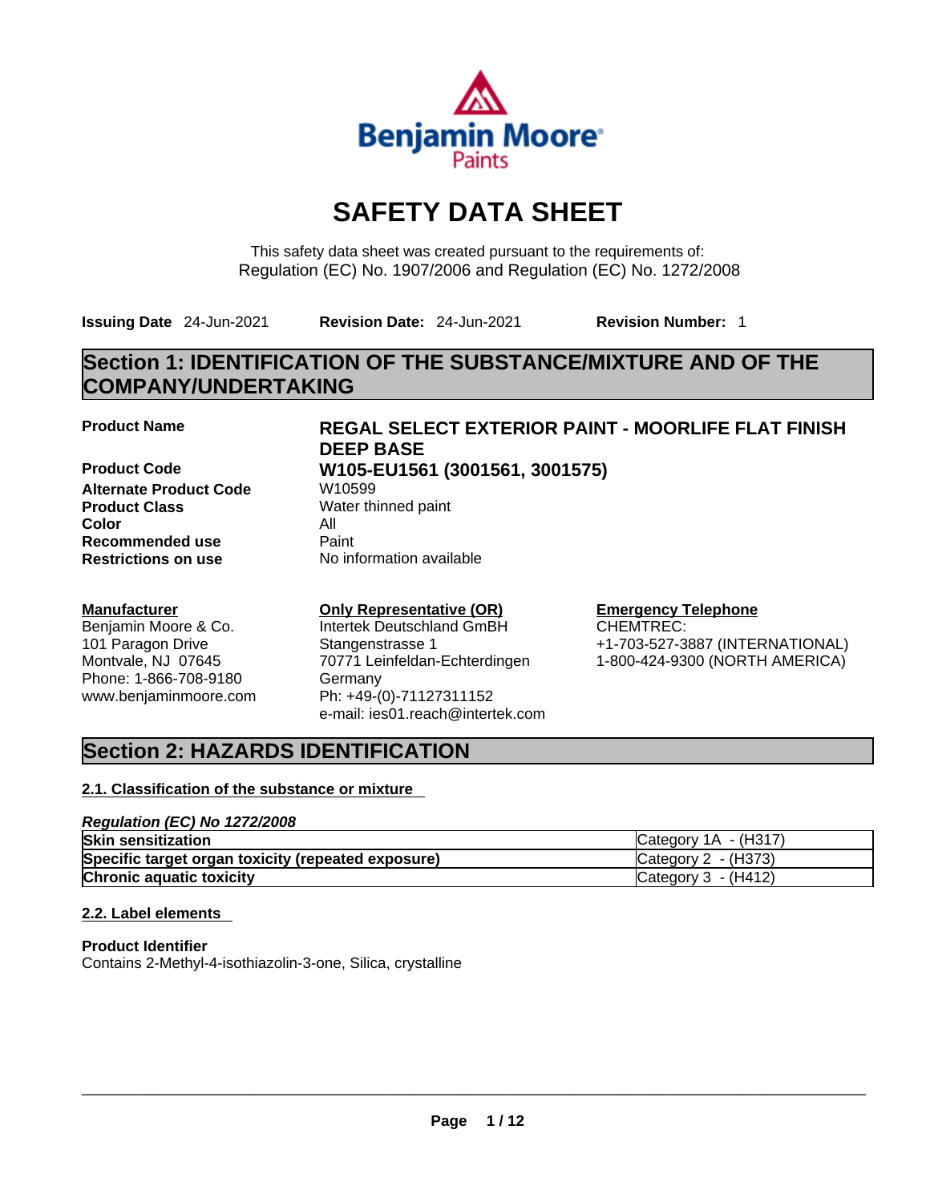# SAFETY DATA SHEET

This safety data sheet was created pursuant to the requirements of:
Regulation (EC) No. 1907/2006 and Regulation (EC) No. 1272/2008

**Issuing Date** 24-Jun-2021 **Revision Date:** 24-Jun-2021 **Revision Number:** 1

## Section 1: IDENTIFICATION OF THE SUBSTANCE/MIXTURE AND OF THE COMPANY/UNDERTAKING

**Product Name** **REGAL SELECT EXTERIOR PAINT - MOORLIFE FLAT FINISH DEEP BASE**

**Product Code** **W105-EU1561 (3001561, 3001575)**

**Alternate Product Code** W10599

**Product Class** Water thinned paint

**Color** All

**Recommended use** Paint

**Restrictions on use** No information available

**Manufacturer**
Benjamin Moore & Co.
101 Paragon Drive
Montvale, NJ 07645
Phone: 1-866-708-9180
www.benjaminmoore.com

**Only Representative (OR)**
Intertek Deutschland GmbH
Stangenstrasse 1
70771 Leinfeldan-Echterdingen
Germany
Ph: +49-(0)-71127311152
e-mail: ies01.reach@intertek.com

**Emergency Telephone**
CHEMTREC:
+1-703-527-3887 (INTERNATIONAL)
1-800-424-9300 (NORTH AMERICA)

## Section 2: HAZARDS IDENTIFICATION

### 2.1. Classification of the substance or mixture

*Regulation (EC) No 1272/2008*

| | |
|---|---|
| **Skin sensitization** | Category 1A - (H317) |
| **Specific target organ toxicity (repeated exposure)** | Category 2 - (H373) |
| **Chronic aquatic toxicity** | Category 3 - (H412) |

### 2.2. Label elements

**Product Identifier**
Contains 2-Methyl-4-isothiazolin-3-one, Silica, crystalline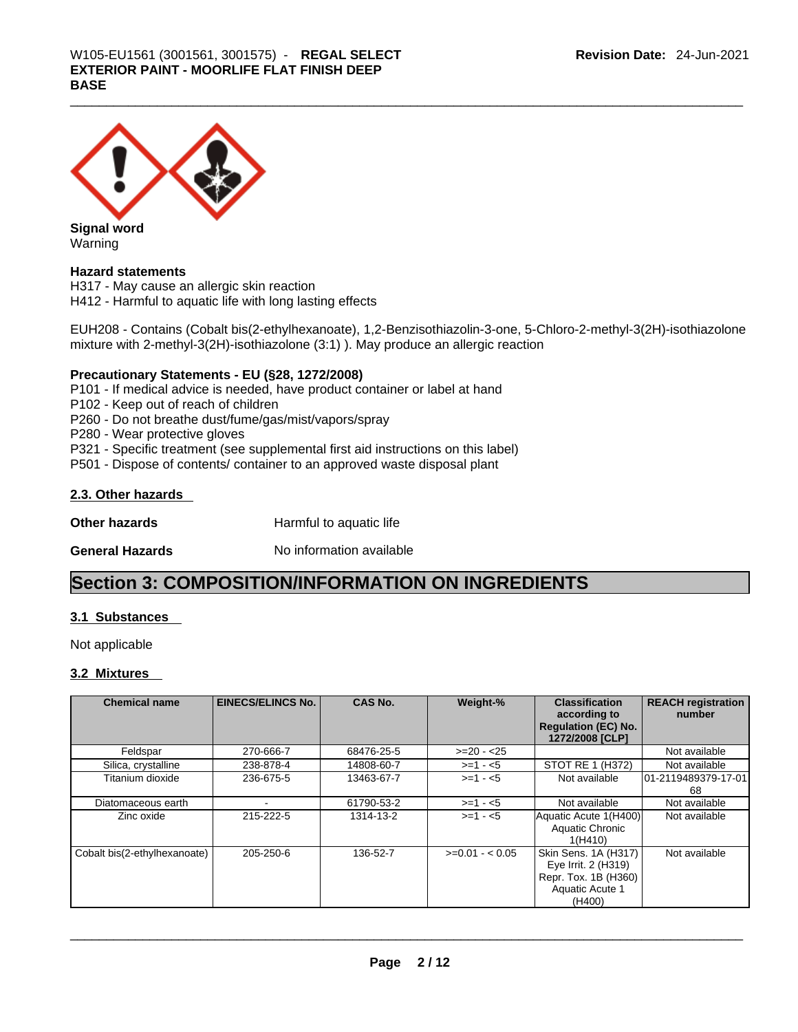**Signal word**
Warning

**Hazard statements**
H317 - May cause an allergic skin reaction
H412 - Harmful to aquatic life with long lasting effects

EUH208 - Contains (Cobalt bis(2-ethylhexanoate), 1,2-Benzisothiazolin-3-one, 5-Chloro-2-methyl-3(2H)-isothiazolone mixture with 2-methyl-3(2H)-isothiazolone (3:1) ). May produce an allergic reaction

**Precautionary Statements - EU (§28, 1272/2008)**
P101 - If medical advice is needed, have product container or label at hand
P102 - Keep out of reach of children
P260 - Do not breathe dust/fume/gas/mist/vapors/spray
P280 - Wear protective gloves
P321 - Specific treatment (see supplemental first aid instructions on this label)
P501 - Dispose of contents/ container to an approved waste disposal plant

### 2.3. Other hazards

**Other hazards** Harmful to aquatic life

**General Hazards** No information available

## Section 3: COMPOSITION/INFORMATION ON INGREDIENTS

### 3.1 Substances

Not applicable

### 3.2 Mixtures

| Chemical name | EINECS/ELINCS No. | CAS No. | Weight-% | Classification according to Regulation (EC) No. 1272/2008 [CLP] | REACH registration number |
|---|---|---|---|---|---|
| Feldspar | 270-666-7 | 68476-25-5 | >=20 - <25 | | Not available |
| Silica, crystalline | 238-878-4 | 14808-60-7 | >=1 - <5 | STOT RE 1 (H372) | Not available |
| Titanium dioxide | 236-675-5 | 13463-67-7 | >=1 - <5 | Not available | 01-2119489379-17-0168 |
| Diatomaceous earth | - | 61790-53-2 | >=1 - <5 | Not available | Not available |
| Zinc oxide | 215-222-5 | 1314-13-2 | >=1 - <5 | Aquatic Acute 1(H400) Aquatic Chronic 1(H410) | Not available |
| Cobalt bis(2-ethylhexanoate) | 205-250-6 | 136-52-7 | >=0.01 - < 0.05 | Skin Sens. 1A (H317) Eye Irrit. 2 (H319) Repr. Tox. 1B (H360) Aquatic Acute 1 (H400) | Not available |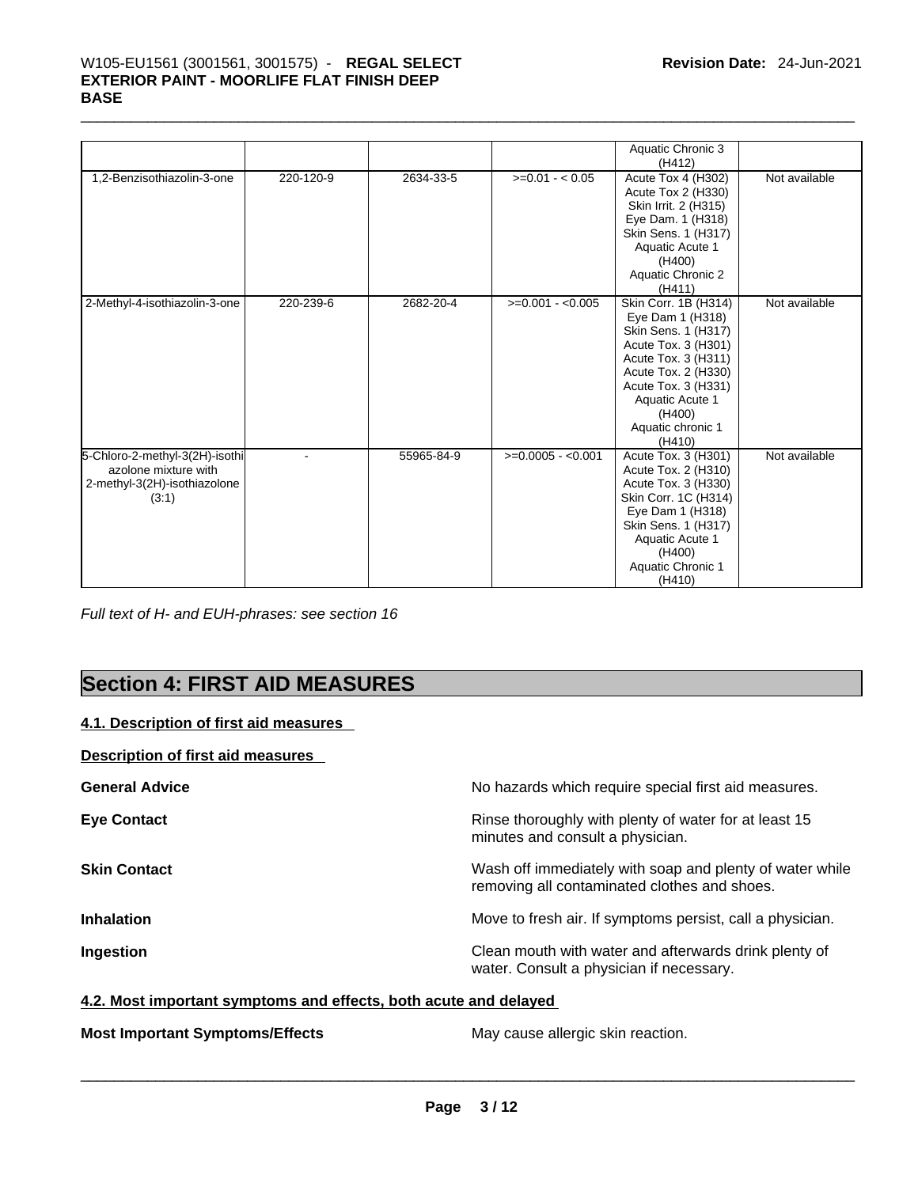| | | | | Aquatic Chronic 3 (H412) | |
|---|---|---|---|---|---|
| 1,2-Benzisothiazolin-3-one | 220-120-9 | 2634-33-5 | >=0.01 - < 0.05 | Acute Tox 4 (H302) Acute Tox 2 (H330) Skin Irrit. 2 (H315) Eye Dam. 1 (H318) Skin Sens. 1 (H317) Aquatic Acute 1 (H400) Aquatic Chronic 2 (H411) | Not available |
| 2-Methyl-4-isothiazolin-3-one | 220-239-6 | 2682-20-4 | >=0.001 - <0.005 | Skin Corr. 1B (H314) Eye Dam 1 (H318) Skin Sens. 1 (H317) Acute Tox. 3 (H301) Acute Tox. 3 (H311) Acute Tox. 2 (H330) Acute Tox. 3 (H331) Aquatic Acute 1 (H400) Aquatic chronic 1 (H410) | Not available |
| 5-Chloro-2-methyl-3(2H)-isothiazolone mixture with 2-methyl-3(2H)-isothiazolone (3:1) | - | 55965-84-9 | >=0.0005 - <0.001 | Acute Tox. 3 (H301) Acute Tox. 2 (H310) Acute Tox. 3 (H330) Skin Corr. 1C (H314) Eye Dam 1 (H318) Skin Sens. 1 (H317) Aquatic Acute 1 (H400) Aquatic Chronic 1 (H410) | Not available |

*Full text of H- and EUH-phrases: see section 16*

## Section 4: FIRST AID MEASURES

### 4.1. Description of first aid measures

**Description of first aid measures**

**General Advice** No hazards which require special first aid measures.

**Eye Contact** Rinse thoroughly with plenty of water for at least 15 minutes and consult a physician.

**Skin Contact** Wash off immediately with soap and plenty of water while removing all contaminated clothes and shoes.

**Inhalation** Move to fresh air. If symptoms persist, call a physician.

**Ingestion** Clean mouth with water and afterwards drink plenty of water. Consult a physician if necessary.

### 4.2. Most important symptoms and effects, both acute and delayed

**Most Important Symptoms/Effects** May cause allergic skin reaction.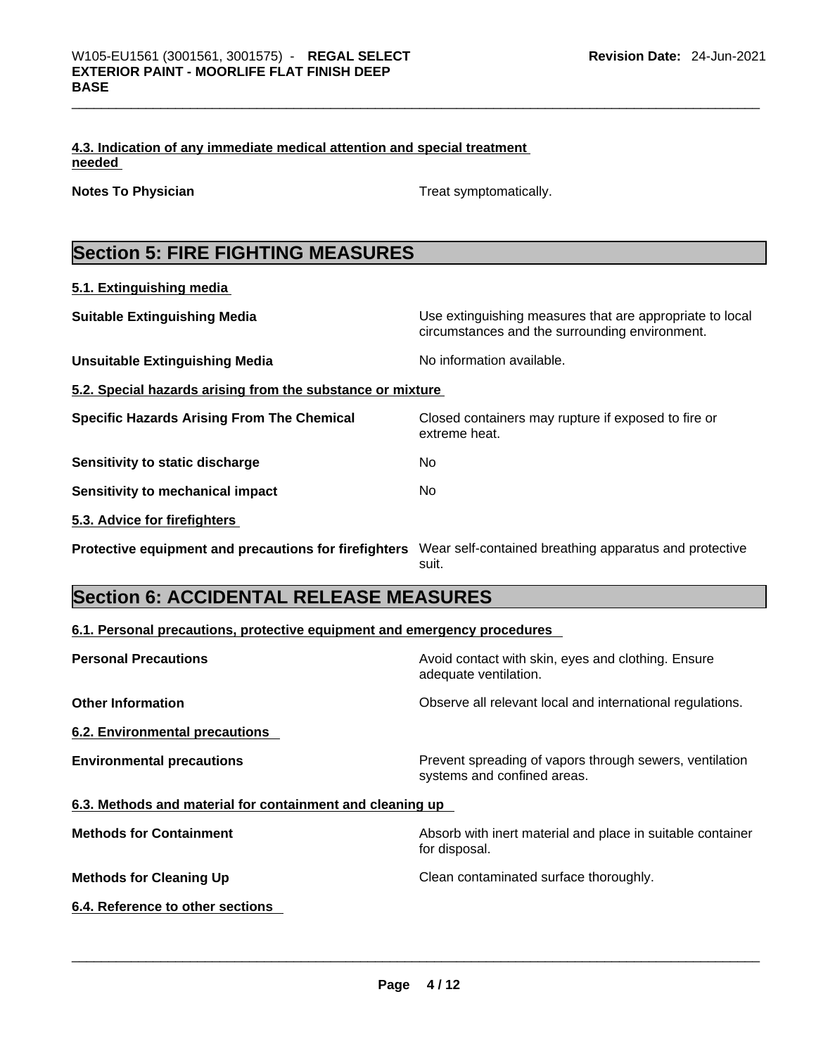#### 4.3. Indication of any immediate medical attention and special treatment needed

**Notes To Physician** Treat symptomatically.

## Section 5: FIRE FIGHTING MEASURES

#### 5.1. Extinguishing media

**Suitable Extinguishing Media** Use extinguishing measures that are appropriate to local circumstances and the surrounding environment.

**Unsuitable Extinguishing Media** No information available.

#### 5.2. Special hazards arising from the substance or mixture

**Specific Hazards Arising From The Chemical** Closed containers may rupture if exposed to fire or extreme heat.

**Sensitivity to static discharge** No

**Sensitivity to mechanical impact** No

#### 5.3. Advice for firefighters

**Protective equipment and precautions for firefighters** Wear self-contained breathing apparatus and protective suit.

## Section 6: ACCIDENTAL RELEASE MEASURES

#### 6.1. Personal precautions, protective equipment and emergency procedures

**Personal Precautions** Avoid contact with skin, eyes and clothing. Ensure adequate ventilation.

**Other Information** Observe all relevant local and international regulations.

#### 6.2. Environmental precautions

**Environmental precautions** Prevent spreading of vapors through sewers, ventilation systems and confined areas.

#### 6.3. Methods and material for containment and cleaning up

**Methods for Containment** Absorb with inert material and place in suitable container for disposal.

**Methods for Cleaning Up** Clean contaminated surface thoroughly.

#### 6.4. Reference to other sections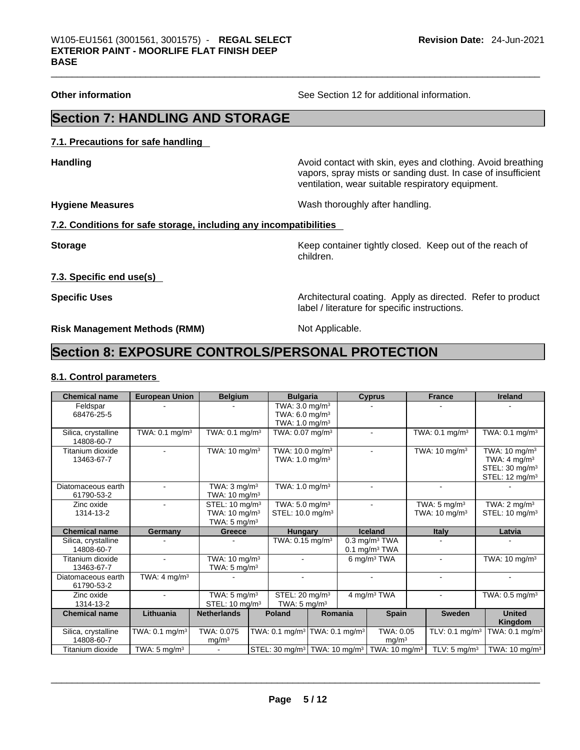**Other information** See Section 12 for additional information.

# Section 7: HANDLING AND STORAGE

## 7.1. Precautions for safe handling

**Handling** Avoid contact with skin, eyes and clothing. Avoid breathing vapors, spray mists or sanding dust. In case of insufficient ventilation, wear suitable respiratory equipment.

**Hygiene Measures** Wash thoroughly after handling.

## 7.2. Conditions for safe storage, including any incompatibilities

**Storage** Keep container tightly closed. Keep out of the reach of children.

## 7.3. Specific end use(s)

**Specific Uses** Architectural coating. Apply as directed. Refer to product label / literature for specific instructions.

**Risk Management Methods (RMM)** Not Applicable.

# Section 8: EXPOSURE CONTROLS/PERSONAL PROTECTION

## 8.1. Control parameters

| Chemical name | European Union | Belgium | Bulgaria | Cyprus | France | Ireland |
|---|---|---|---|---|---|---|
| Feldspar 68476-25-5 | - | - | TWA: 3.0 mg/m³ TWA: 6.0 mg/m³ TWA: 1.0 mg/m³ | - | - | - |
| Silica, crystalline 14808-60-7 | TWA: 0.1 mg/m³ | TWA: 0.1 mg/m³ | TWA: 0.07 mg/m³ | - | TWA: 0.1 mg/m³ | TWA: 0.1 mg/m³ |
| Titanium dioxide 13463-67-7 | - | TWA: 10 mg/m³ | TWA: 10.0 mg/m³ TWA: 1.0 mg/m³ | - | TWA: 10 mg/m³ | TWA: 10 mg/m³ TWA: 4 mg/m³ STEL: 30 mg/m³ STEL: 12 mg/m³ |
| Diatomaceous earth 61790-53-2 | - | TWA: 3 mg/m³ TWA: 10 mg/m³ | TWA: 1.0 mg/m³ | - | - | - |
| Zinc oxide 1314-13-2 | - | STEL: 10 mg/m³ TWA: 10 mg/m³ TWA: 5 mg/m³ | TWA: 5.0 mg/m³ STEL: 10.0 mg/m³ | - | TWA: 5 mg/m³ TWA: 10 mg/m³ | TWA: 2 mg/m³ STEL: 10 mg/m³ |

| Chemical name | Germany | Greece | Hungary | Iceland | Italy | Latvia |
|---|---|---|---|---|---|---|
| Silica, crystalline 14808-60-7 | - | - | TWA: 0.15 mg/m³ | 0.3 mg/m³ TWA 0.1 mg/m³ TWA | - | - |
| Titanium dioxide 13463-67-7 | - | TWA: 10 mg/m³ TWA: 5 mg/m³ | - | 6 mg/m³ TWA | - | TWA: 10 mg/m³ |
| Diatomaceous earth 61790-53-2 | TWA: 4 mg/m³ | - | - | - | - | - |
| Zinc oxide 1314-13-2 | - | TWA: 5 mg/m³ STEL: 10 mg/m³ | STEL: 20 mg/m³ TWA: 5 mg/m³ | 4 mg/m³ TWA | - | TWA: 0.5 mg/m³ |

| Chemical name | Lithuania | Netherlands | Poland | Romania | Spain | Sweden | United Kingdom |
|---|---|---|---|---|---|---|---|
| Silica, crystalline 14808-60-7 | TWA: 0.1 mg/m³ | TWA: 0.075 mg/m³ | TWA: 0.1 mg/m³ | TWA: 0.1 mg/m³ | TWA: 0.05 mg/m³ | TLV: 0.1 mg/m³ | TWA: 0.1 mg/m³ |
| Titanium dioxide | TWA: 5 mg/m³ | - | STEL: 30 mg/m³ | TWA: 10 mg/m³ | TWA: 10 mg/m³ | TLV: 5 mg/m³ | TWA: 10 mg/m³ |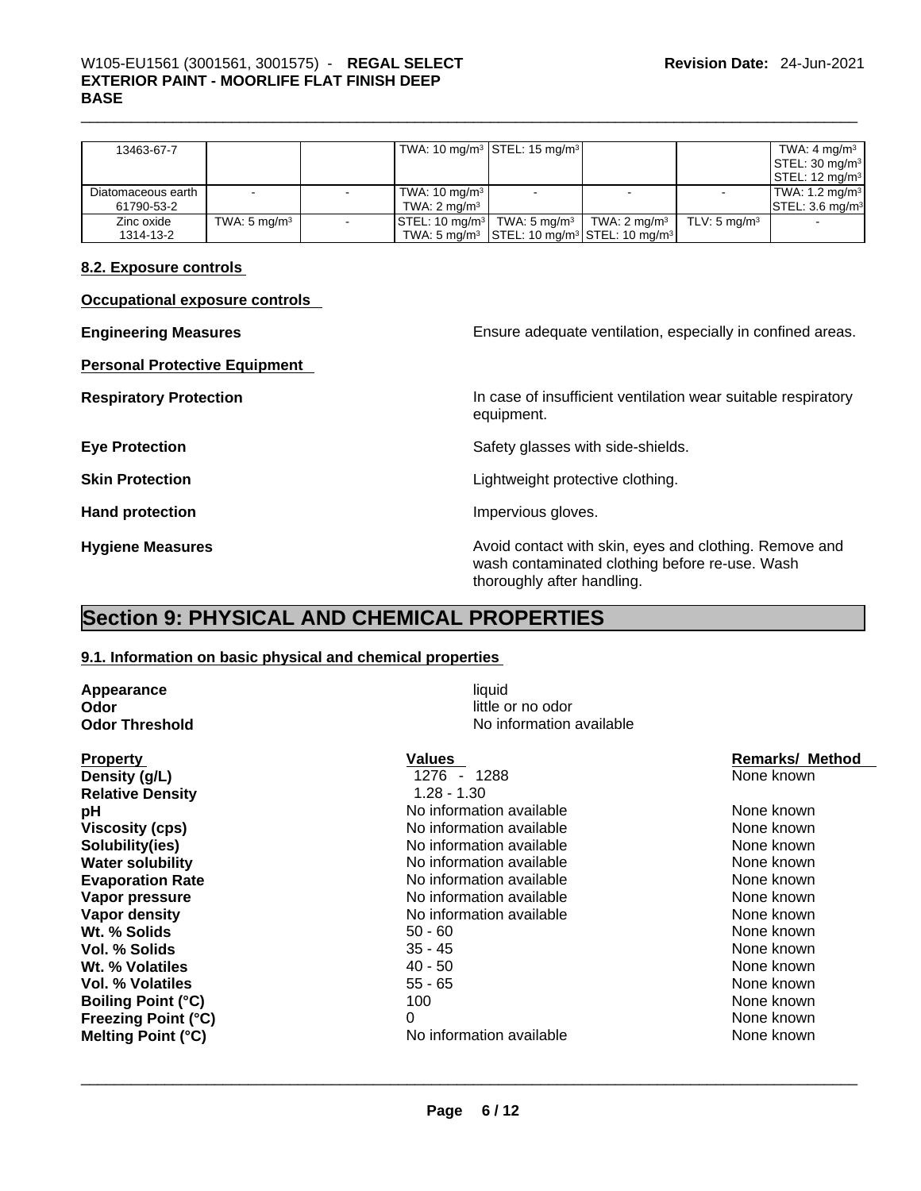| 13463-67-7 | | | TWA: 10 mg/m³ | STEL: 15 mg/m³ | | | TWA: 4 mg/m³ STEL: 30 mg/m³ STEL: 12 mg/m³ |
|---|---|---|---|---|---|---|---|
| Diatomaceous earth 61790-53-2 | - | - | TWA: 10 mg/m³ TWA: 2 mg/m³ | - | - | - | TWA: 1.2 mg/m³ STEL: 3.6 mg/m³ |
| Zinc oxide 1314-13-2 | TWA: 5 mg/m³ | - | STEL: 10 mg/m³ TWA: 5 mg/m³ | TWA: 5 mg/m³ STEL: 10 mg/m³ | TWA: 2 mg/m³ STEL: 10 mg/m³ | TLV: 5 mg/m³ | - |

### 8.2. Exposure controls

**Occupational exposure controls**

**Engineering Measures** Ensure adequate ventilation, especially in confined areas.

**Personal Protective Equipment**

**Respiratory Protection** In case of insufficient ventilation wear suitable respiratory equipment.

**Eye Protection** Safety glasses with side-shields.

**Skin Protection** Lightweight protective clothing.

**Hand protection** Impervious gloves.

**Hygiene Measures** Avoid contact with skin, eyes and clothing. Remove and wash contaminated clothing before re-use. Wash thoroughly after handling.

## Section 9: PHYSICAL AND CHEMICAL PROPERTIES

### 9.1. Information on basic physical and chemical properties

**Appearance** liquid
**Odor** little or no odor
**Odor Threshold** No information available

| Property | Values | Remarks/ Method |
|---|---|---|
| **Density (g/L)** | 1276 - 1288 | None known |
| **Relative Density** | 1.28 - 1.30 | |
| **pH** | No information available | None known |
| **Viscosity (cps)** | No information available | None known |
| **Solubility(ies)** | No information available | None known |
| **Water solubility** | No information available | None known |
| **Evaporation Rate** | No information available | None known |
| **Vapor pressure** | No information available | None known |
| **Vapor density** | No information available | None known |
| **Wt. % Solids** | 50 - 60 | None known |
| **Vol. % Solids** | 35 - 45 | None known |
| **Wt. % Volatiles** | 40 - 50 | None known |
| **Vol. % Volatiles** | 55 - 65 | None known |
| **Boiling Point (°C)** | 100 | None known |
| **Freezing Point (°C)** | 0 | None known |
| **Melting Point (°C)** | No information available | None known |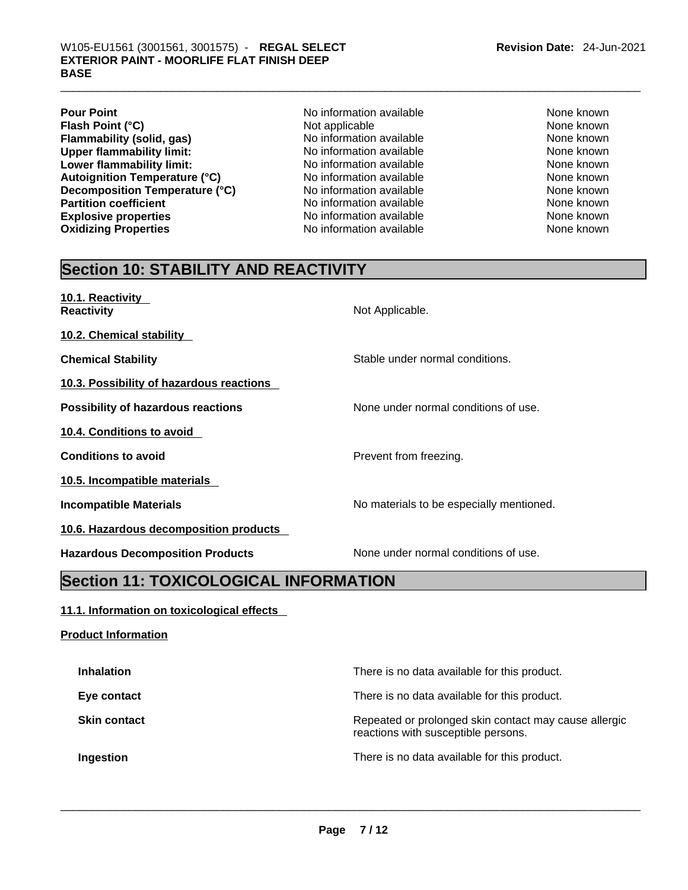| | | |
|---|---|---|
| **Pour Point** | No information available | None known |
| **Flash Point (°C)** | Not applicable | None known |
| **Flammability (solid, gas)** | No information available | None known |
| **Upper flammability limit:** | No information available | None known |
| **Lower flammability limit:** | No information available | None known |
| **Autoignition Temperature (°C)** | No information available | None known |
| **Decomposition Temperature (°C)** | No information available | None known |
| **Partition coefficient** | No information available | None known |
| **Explosive properties** | No information available | None known |
| **Oxidizing Properties** | No information available | None known |

## Section 10: STABILITY AND REACTIVITY

**10.1. Reactivity**

**Reactivity** Not Applicable.

**10.2. Chemical stability**

**Chemical Stability** Stable under normal conditions.

**10.3. Possibility of hazardous reactions**

**Possibility of hazardous reactions** None under normal conditions of use.

**10.4. Conditions to avoid**

**Conditions to avoid** Prevent from freezing.

**10.5. Incompatible materials**

**Incompatible Materials** No materials to be especially mentioned.

**10.6. Hazardous decomposition products**

**Hazardous Decomposition Products** None under normal conditions of use.

## Section 11: TOXICOLOGICAL INFORMATION

**11.1. Information on toxicological effects**

**Product Information**

**Inhalation** There is no data available for this product.

**Eye contact** There is no data available for this product.

**Skin contact** Repeated or prolonged skin contact may cause allergic reactions with susceptible persons.

**Ingestion** There is no data available for this product.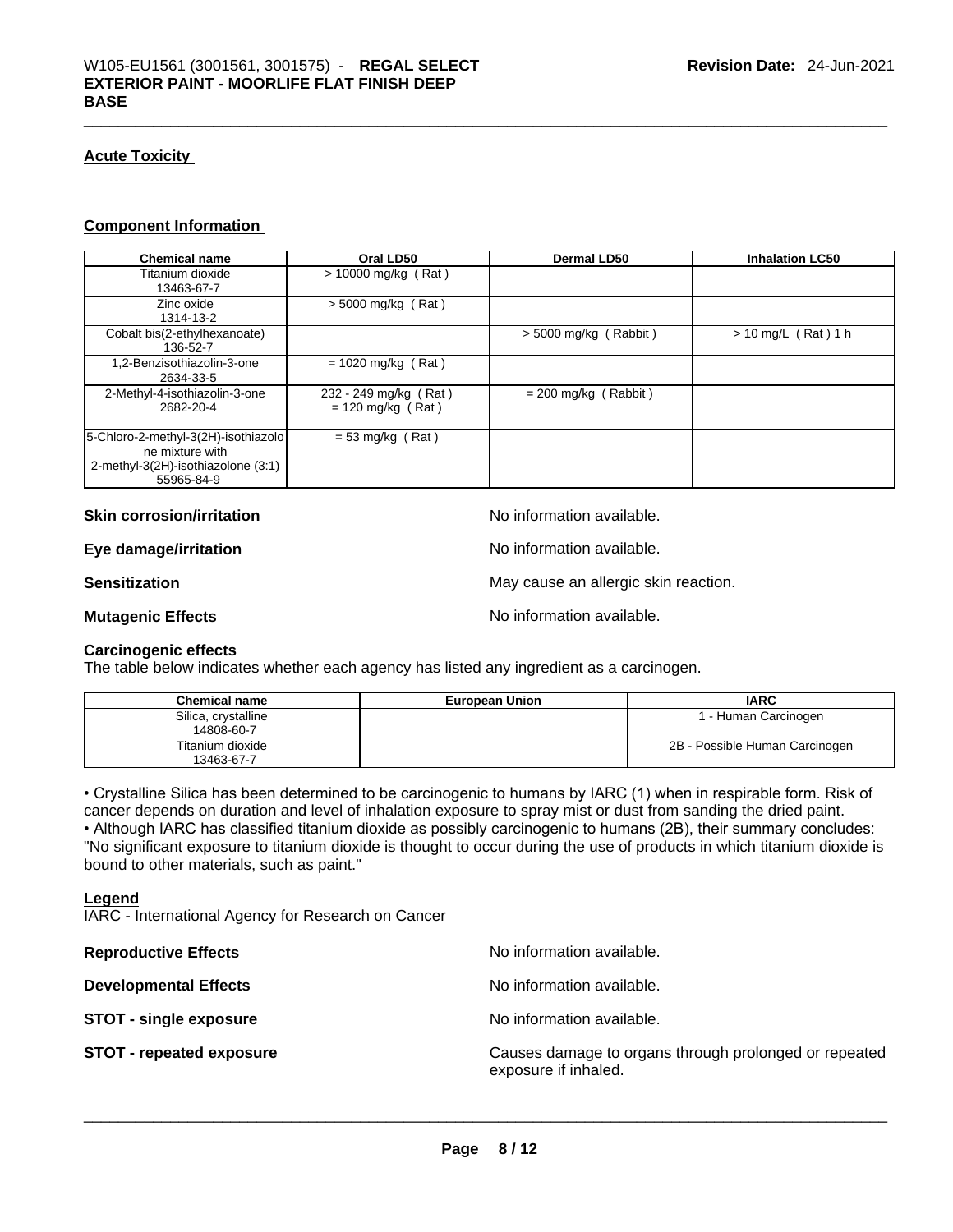### Acute Toxicity

### Component Information

| Chemical name | Oral LD50 | Dermal LD50 | Inhalation LC50 |
|---|---|---|---|
| Titanium dioxide 13463-67-7 | > 10000 mg/kg ( Rat ) | | |
| Zinc oxide 1314-13-2 | > 5000 mg/kg ( Rat ) | | |
| Cobalt bis(2-ethylhexanoate) 136-52-7 | | > 5000 mg/kg ( Rabbit ) | > 10 mg/L ( Rat ) 1 h |
| 1,2-Benzisothiazolin-3-one 2634-33-5 | = 1020 mg/kg ( Rat ) | | |
| 2-Methyl-4-isothiazolin-3-one 2682-20-4 | 232 - 249 mg/kg ( Rat ) = 120 mg/kg ( Rat ) | = 200 mg/kg ( Rabbit ) | |
| 5-Chloro-2-methyl-3(2H)-isothiazolone mixture with 2-methyl-3(2H)-isothiazolone (3:1) 55965-84-9 | = 53 mg/kg ( Rat ) | | |

**Skin corrosion/irritation** No information available.

**Eye damage/irritation** No information available.

**Sensitization** May cause an allergic skin reaction.

**Mutagenic Effects** No information available.

**Carcinogenic effects**
The table below indicates whether each agency has listed any ingredient as a carcinogen.

| Chemical name | European Union | IARC |
|---|---|---|
| Silica, crystalline 14808-60-7 | | 1 - Human Carcinogen |
| Titanium dioxide 13463-67-7 | | 2B - Possible Human Carcinogen |

• Crystalline Silica has been determined to be carcinogenic to humans by IARC (1) when in respirable form. Risk of cancer depends on duration and level of inhalation exposure to spray mist or dust from sanding the dried paint.
• Although IARC has classified titanium dioxide as possibly carcinogenic to humans (2B), their summary concludes: "No significant exposure to titanium dioxide is thought to occur during the use of products in which titanium dioxide is bound to other materials, such as paint."

**Legend**
IARC - International Agency for Research on Cancer

**Reproductive Effects** No information available.

**Developmental Effects** No information available.

**STOT - single exposure** No information available.

**STOT - repeated exposure** Causes damage to organs through prolonged or repeated exposure if inhaled.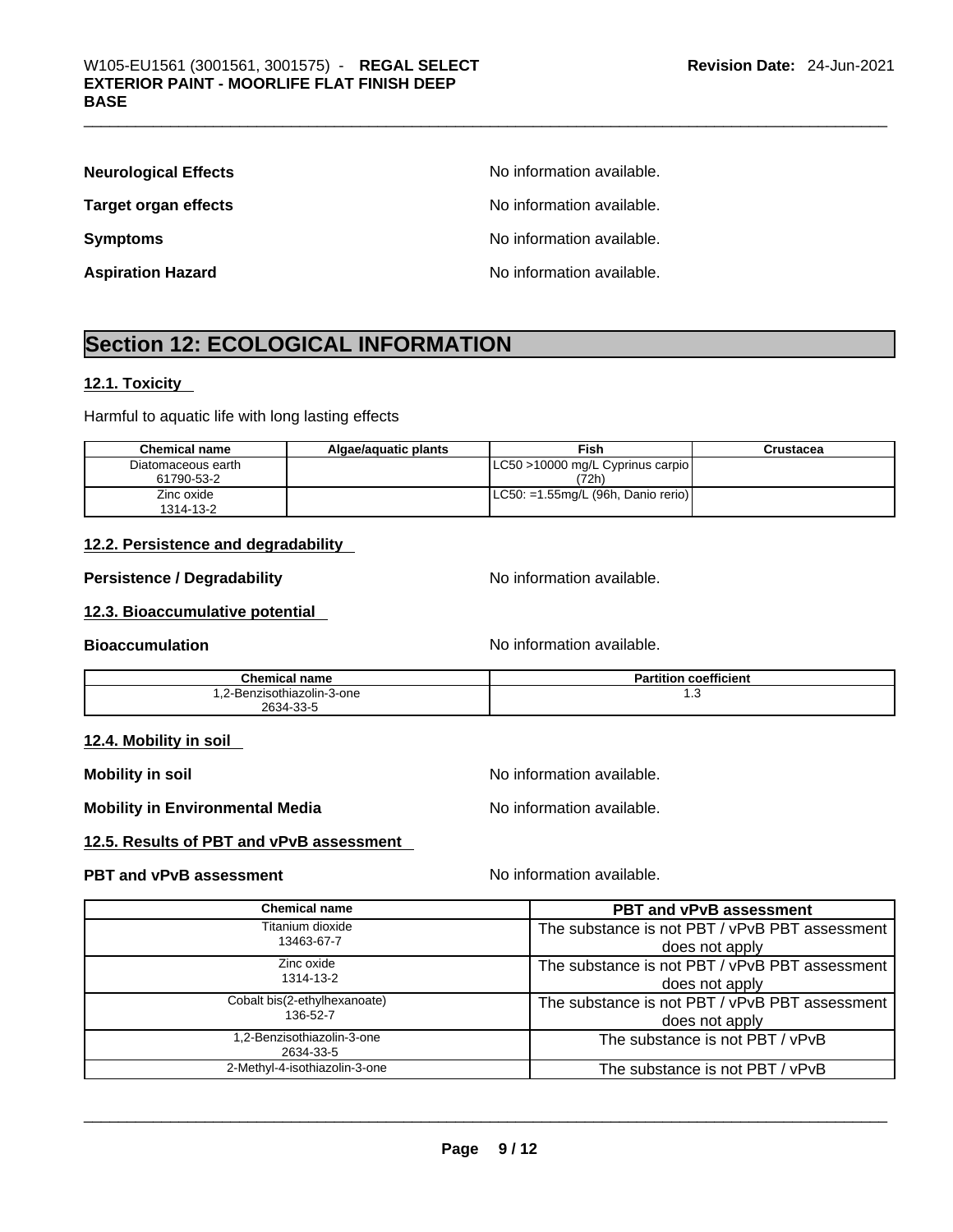**Neurological Effects** No information available.

**Target organ effects** No information available.

**Symptoms** No information available.

**Aspiration Hazard** No information available.

## Section 12: ECOLOGICAL INFORMATION

### 12.1. Toxicity

Harmful to aquatic life with long lasting effects

| Chemical name | Algae/aquatic plants | Fish | Crustacea |
|---|---|---|---|
| Diatomaceous earth<br>61790-53-2 | | LC50 >10000 mg/L Cyprinus carpio (72h) | |
| Zinc oxide<br>1314-13-2 | | LC50: =1.55mg/L (96h, Danio rerio) | |

### 12.2. Persistence and degradability

**Persistence / Degradability** No information available.

### 12.3. Bioaccumulative potential

**Bioaccumulation** No information available.

| Chemical name | Partition coefficient |
|---|---|
| 1,2-Benzisothiazolin-3-one<br>2634-33-5 | 1.3 |

### 12.4. Mobility in soil

**Mobility in soil** No information available.

**Mobility in Environmental Media** No information available.

### 12.5. Results of PBT and vPvB assessment

**PBT and vPvB assessment** No information available.

| Chemical name | PBT and vPvB assessment |
|---|---|
| Titanium dioxide<br>13463-67-7 | The substance is not PBT / vPvB PBT assessment does not apply |
| Zinc oxide<br>1314-13-2 | The substance is not PBT / vPvB PBT assessment does not apply |
| Cobalt bis(2-ethylhexanoate)<br>136-52-7 | The substance is not PBT / vPvB PBT assessment does not apply |
| 1,2-Benzisothiazolin-3-one<br>2634-33-5 | The substance is not PBT / vPvB |
| 2-Methyl-4-isothiazolin-3-one | The substance is not PBT / vPvB |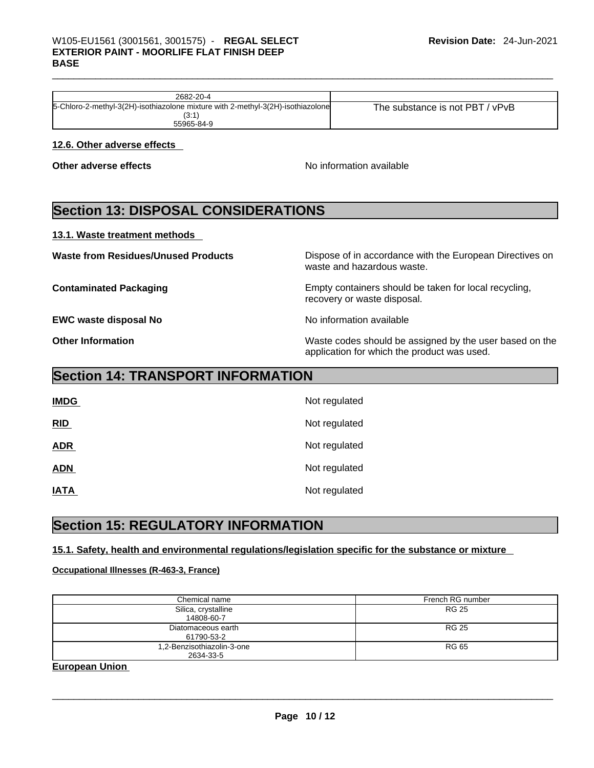| | |
|---|---|
| 2682-20-4 | |
| 5-Chloro-2-methyl-3(2H)-isothiazolone mixture with 2-methyl-3(2H)-isothiazolone (3:1) 55965-84-9 | The substance is not PBT / vPvB |

**12.6. Other adverse effects**

**Other adverse effects** No information available

## Section 13: DISPOSAL CONSIDERATIONS

**13.1. Waste treatment methods**

**Waste from Residues/Unused Products** Dispose of in accordance with the European Directives on waste and hazardous waste.

**Contaminated Packaging** Empty containers should be taken for local recycling, recovery or waste disposal.

**EWC waste disposal No** No information available

**Other Information** Waste codes should be assigned by the user based on the application for which the product was used.

## Section 14: TRANSPORT INFORMATION

**IMDG** Not regulated

**RID** Not regulated

**ADR** Not regulated

**ADN** Not regulated

**IATA** Not regulated

## Section 15: REGULATORY INFORMATION

**15.1. Safety, health and environmental regulations/legislation specific for the substance or mixture**

**Occupational Illnesses (R-463-3, France)**

| Chemical name | French RG number |
|---|---|
| Silica, crystalline 14808-60-7 | RG 25 |
| Diatomaceous earth 61790-53-2 | RG 25 |
| 1,2-Benzisothiazolin-3-one 2634-33-5 | RG 65 |

**European Union**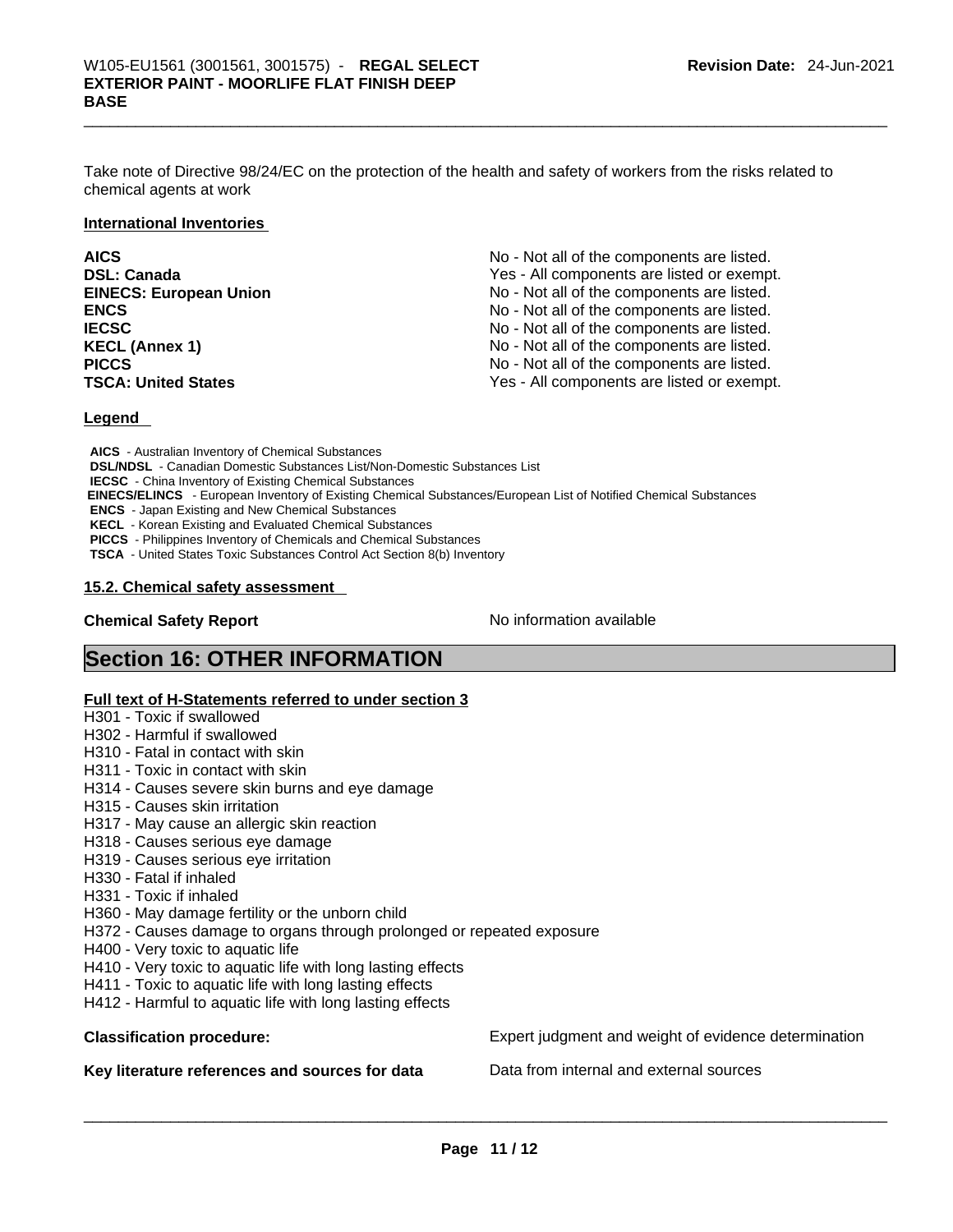Take note of Directive 98/24/EC on the protection of the health and safety of workers from the risks related to chemical agents at work

**International Inventories**

| | |
|---|---|
| **AICS** | No - Not all of the components are listed. |
| **DSL: Canada** | Yes - All components are listed or exempt. |
| **EINECS: European Union** | No - Not all of the components are listed. |
| **ENCS** | No - Not all of the components are listed. |
| **IECSC** | No - Not all of the components are listed. |
| **KECL (Annex 1)** | No - Not all of the components are listed. |
| **PICCS** | No - Not all of the components are listed. |
| **TSCA: United States** | Yes - All components are listed or exempt. |

**Legend**

**AICS** - Australian Inventory of Chemical Substances
**DSL/NDSL** - Canadian Domestic Substances List/Non-Domestic Substances List
**IECSC** - China Inventory of Existing Chemical Substances
**EINECS/ELINCS** - European Inventory of Existing Chemical Substances/European List of Notified Chemical Substances
**ENCS** - Japan Existing and New Chemical Substances
**KECL** - Korean Existing and Evaluated Chemical Substances
**PICCS** - Philippines Inventory of Chemicals and Chemical Substances
**TSCA** - United States Toxic Substances Control Act Section 8(b) Inventory

**15.2. Chemical safety assessment**

**Chemical Safety Report** No information available

## Section 16: OTHER INFORMATION

**Full text of H-Statements referred to under section 3**

H301 - Toxic if swallowed
H302 - Harmful if swallowed
H310 - Fatal in contact with skin
H311 - Toxic in contact with skin
H314 - Causes severe skin burns and eye damage
H315 - Causes skin irritation
H317 - May cause an allergic skin reaction
H318 - Causes serious eye damage
H319 - Causes serious eye irritation
H330 - Fatal if inhaled
H331 - Toxic if inhaled
H360 - May damage fertility or the unborn child
H372 - Causes damage to organs through prolonged or repeated exposure
H400 - Very toxic to aquatic life
H410 - Very toxic to aquatic life with long lasting effects
H411 - Toxic to aquatic life with long lasting effects
H412 - Harmful to aquatic life with long lasting effects

**Classification procedure:** Expert judgment and weight of evidence determination

**Key literature references and sources for data** Data from internal and external sources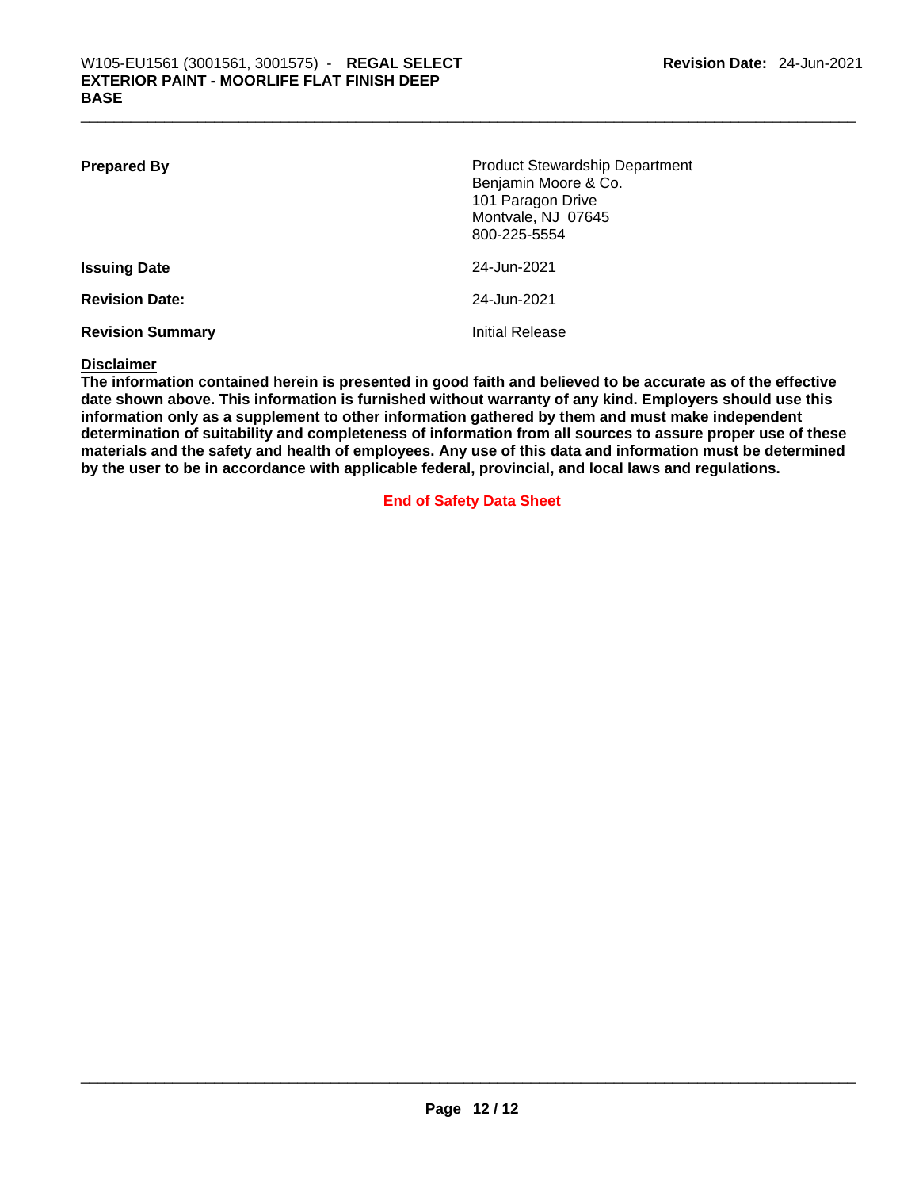| | |
|---|---|
| **Prepared By** | Product Stewardship Department<br>Benjamin Moore & Co.<br>101 Paragon Drive<br>Montvale, NJ 07645<br>800-225-5554 |
| **Issuing Date** | 24-Jun-2021 |
| **Revision Date:** | 24-Jun-2021 |
| **Revision Summary** | Initial Release |

**Disclaimer**

**The information contained herein is presented in good faith and believed to be accurate as of the effective date shown above. This information is furnished without warranty of any kind. Employers should use this information only as a supplement to other information gathered by them and must make independent determination of suitability and completeness of information from all sources to assure proper use of these materials and the safety and health of employees. Any use of this data and information must be determined by the user to be in accordance with applicable federal, provincial, and local laws and regulations.**

**End of Safety Data Sheet**